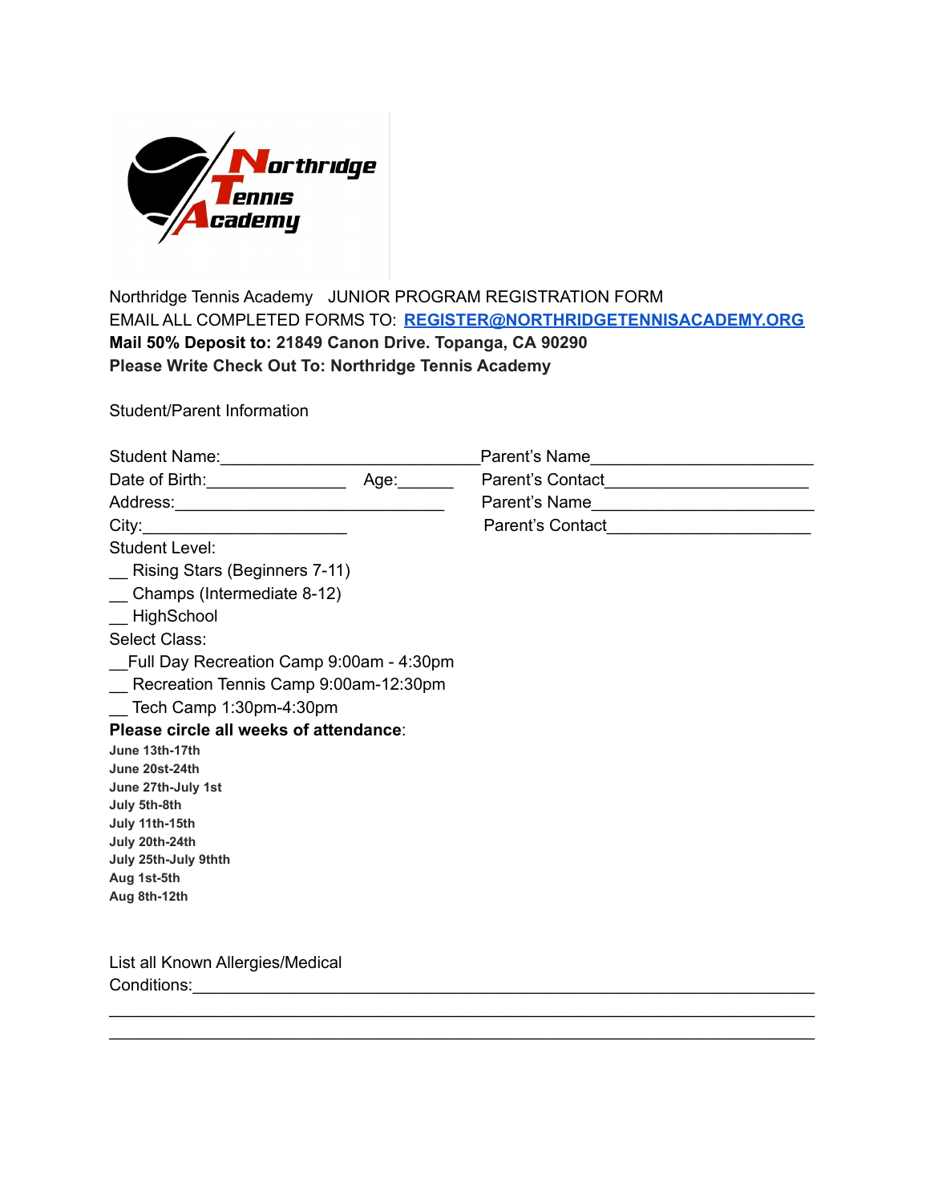Northridge Tennis Academy

Northridge Tennis Academy   JUNIOR PROGRAM REGISTRATION FORM

EMAIL ALL COMPLETED FORMS TO: REGISTER@NORTHRIDGETENNISACADEMY.ORG

**Mail 50% Deposit to: 21849 Canon Drive. Topanga, CA 90290**

**Please Write Check Out To: Northridge Tennis Academy**

Student/Parent Information

Student Name:_____________________________ Parent's Name________________________

Date of Birth:_______________ Age:______ Parent's Contact______________________

Address:______________________________ Parent's Name________________________

City:_______________________ Parent's Contact______________________

Student Level:

__ Rising Stars (Beginners 7-11)

__ Champs (Intermediate 8-12)

__ HighSchool

Select Class:

__Full Day Recreation Camp 9:00am - 4:30pm

__ Recreation Tennis Camp 9:00am-12:30pm

__ Tech Camp 1:30pm-4:30pm

**Please circle all weeks of attendance**:

**June 13th-17th**

**June 20st-24th**

**June 27th-July 1st**

**July 5th-8th**

**July 11th-15th**

**July 20th-24th**

**July 25th-July 9thth**

**Aug 1st-5th**

**Aug 8th-12th**

List all Known Allergies/Medical Conditions:______________________________________________________________

_____________________________________________________________________________

_____________________________________________________________________________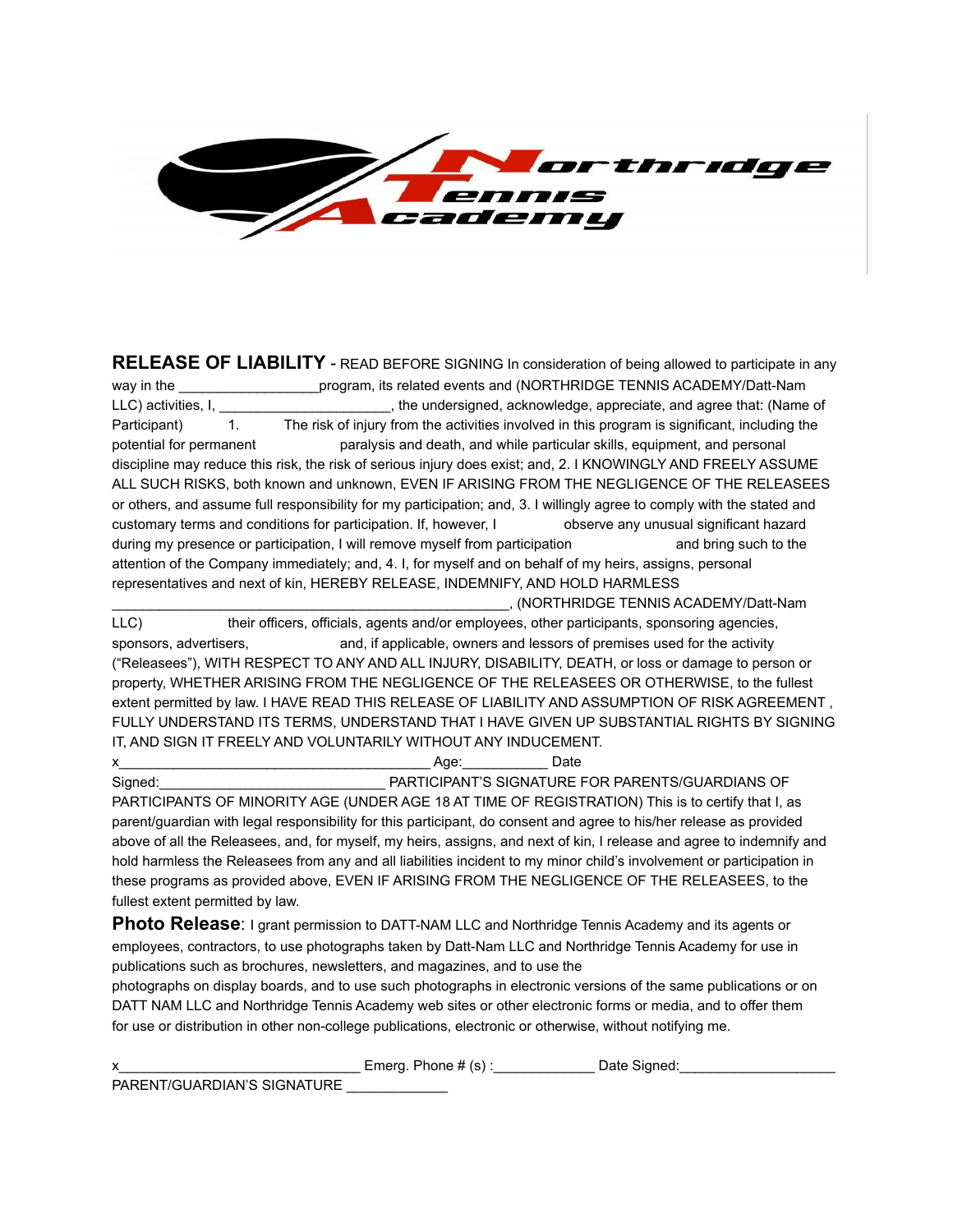Northridge Tennis Academy

**RELEASE OF LIABILITY** - READ BEFORE SIGNING In consideration of being allowed to participate in any way in the __________________program, its related events and (NORTHRIDGE TENNIS ACADEMY/Datt-Nam LLC) activities, I, ______________________, the undersigned, acknowledge, appreciate, and agree that: (Name of Participant) 1. The risk of injury from the activities involved in this program is significant, including the potential for permanent paralysis and death, and while particular skills, equipment, and personal discipline may reduce this risk, the risk of serious injury does exist; and, 2. I KNOWINGLY AND FREELY ASSUME ALL SUCH RISKS, both known and unknown, EVEN IF ARISING FROM THE NEGLIGENCE OF THE RELEASEES or others, and assume full responsibility for my participation; and, 3. I willingly agree to comply with the stated and customary terms and conditions for participation. If, however, I observe any unusual significant hazard during my presence or participation, I will remove myself from participation and bring such to the attention of the Company immediately; and, 4. I, for myself and on behalf of my heirs, assigns, personal representatives and next of kin, HEREBY RELEASE, INDEMNIFY, AND HOLD HARMLESS ____________________________________________________, (NORTHRIDGE TENNIS ACADEMY/Datt-Nam LLC) their officers, officials, agents and/or employees, other participants, sponsoring agencies, sponsors, advertisers, and, if applicable, owners and lessors of premises used for the activity ("Releasees"), WITH RESPECT TO ANY AND ALL INJURY, DISABILITY, DEATH, or loss or damage to person or property, WHETHER ARISING FROM THE NEGLIGENCE OF THE RELEASEES OR OTHERWISE, to the fullest extent permitted by law. I HAVE READ THIS RELEASE OF LIABILITY AND ASSUMPTION OF RISK AGREEMENT , FULLY UNDERSTAND ITS TERMS, UNDERSTAND THAT I HAVE GIVEN UP SUBSTANTIAL RIGHTS BY SIGNING IT, AND SIGN IT FREELY AND VOLUNTARILY WITHOUT ANY INDUCEMENT.

x_________________________________________ Age:___________ Date Signed:______________________________ PARTICIPANT'S SIGNATURE FOR PARENTS/GUARDIANS OF PARTICIPANTS OF MINORITY AGE (UNDER AGE 18 AT TIME OF REGISTRATION) This is to certify that I, as parent/guardian with legal responsibility for this participant, do consent and agree to his/her release as provided above of all the Releasees, and, for myself, my heirs, assigns, and next of kin, I release and agree to indemnify and hold harmless the Releasees from any and all liabilities incident to my minor child's involvement or participation in these programs as provided above, EVEN IF ARISING FROM THE NEGLIGENCE OF THE RELEASEES, to the fullest extent permitted by law.

**Photo Release**: I grant permission to DATT-NAM LLC and Northridge Tennis Academy and its agents or employees, contractors, to use photographs taken by Datt-Nam LLC and Northridge Tennis Academy for use in publications such as brochures, newsletters, and magazines, and to use the photographs on display boards, and to use such photographs in electronic versions of the same publications or on DATT NAM LLC and Northridge Tennis Academy web sites or other electronic forms or media, and to offer them for use or distribution in other non-college publications, electronic or otherwise, without notifying me.

x_______________________________ Emerg. Phone # (s) :_____________ Date Signed:____________________
PARENT/GUARDIAN'S SIGNATURE _____________